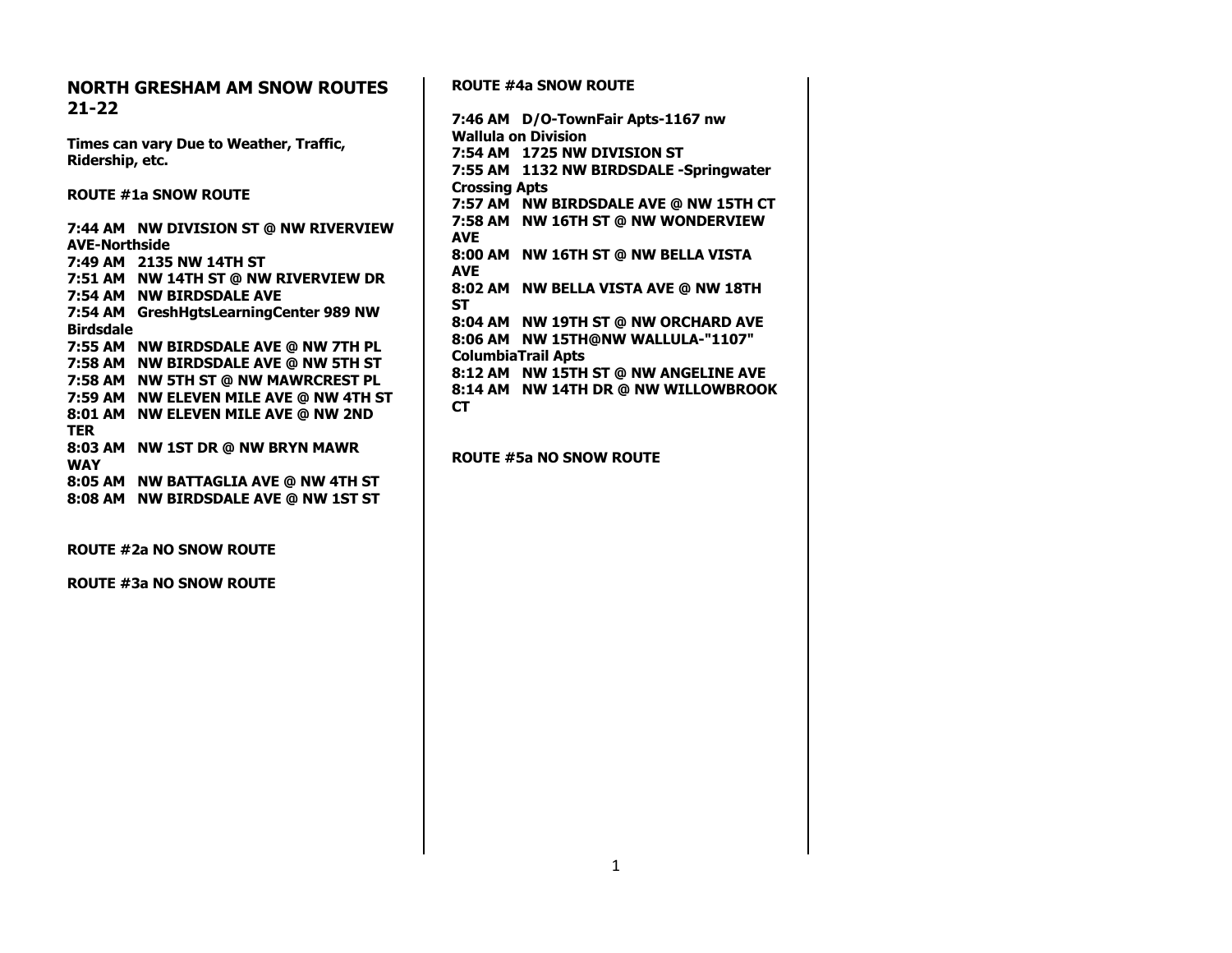## NORTH GRESHAM AM SNOW ROUTES 21-22

**Times can vary Due to Weather, Traffic, Ridership, etc.**

### ROUTE #1a SNOW ROUTE

**7:44 AM NW DIVISION ST @ NW RIVERVIEW AVE-Northside**
**7:49 AM 2135 NW 14TH ST**
**7:51 AM NW 14TH ST @ NW RIVERVIEW DR**
**7:54 AM NW BIRDSDALE AVE**
**7:54 AM GreshHgtsLearningCenter 989 NW Birdsdale**
**7:55 AM NW BIRDSDALE AVE @ NW 7TH PL**
**7:58 AM NW BIRDSDALE AVE @ NW 5TH ST**
**7:58 AM NW 5TH ST @ NW MAWRCREST PL**
**7:59 AM NW ELEVEN MILE AVE @ NW 4TH ST**
**8:01 AM NW ELEVEN MILE AVE @ NW 2ND TER**
**8:03 AM NW 1ST DR @ NW BRYN MAWR WAY**
**8:05 AM NW BATTAGLIA AVE @ NW 4TH ST**
**8:08 AM NW BIRDSDALE AVE @ NW 1ST ST**

### ROUTE #2a NO SNOW ROUTE

### ROUTE #3a NO SNOW ROUTE

### ROUTE #4a SNOW ROUTE

**7:46 AM D/O-TownFair Apts-1167 nw Wallula on Division**
**7:54 AM 1725 NW DIVISION ST**
**7:55 AM 1132 NW BIRDSDALE -Springwater Crossing Apts**
**7:57 AM NW BIRDSDALE AVE @ NW 15TH CT**
**7:58 AM NW 16TH ST @ NW WONDERVIEW AVE**
**8:00 AM NW 16TH ST @ NW BELLA VISTA AVE**
**8:02 AM NW BELLA VISTA AVE @ NW 18TH ST**
**8:04 AM NW 19TH ST @ NW ORCHARD AVE**
**8:06 AM NW 15TH@NW WALLULA-"1107" ColumbiaTrail Apts**
**8:12 AM NW 15TH ST @ NW ANGELINE AVE**
**8:14 AM NW 14TH DR @ NW WILLOWBROOK CT**

### ROUTE #5a NO SNOW ROUTE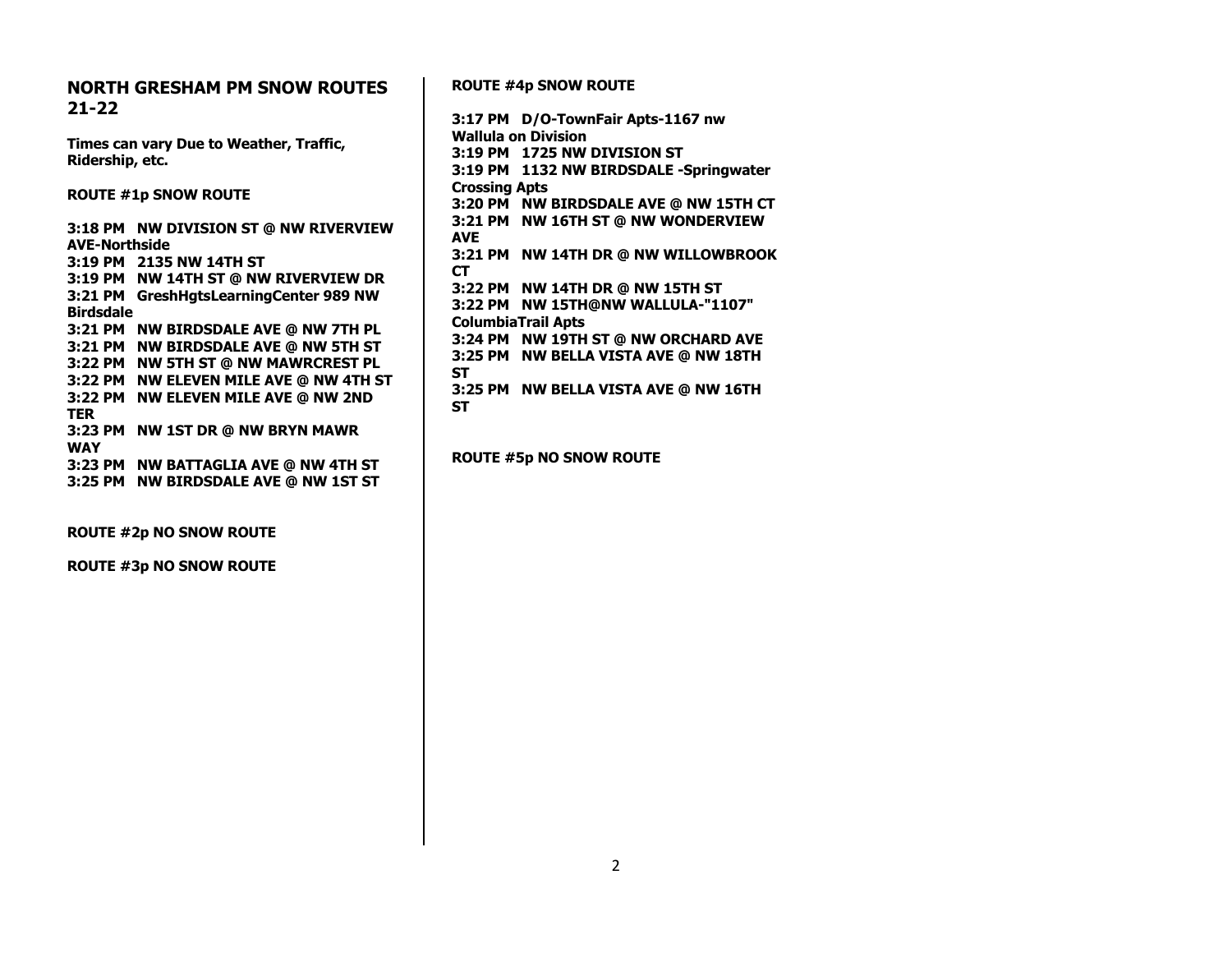## NORTH GRESHAM PM SNOW ROUTES 21-22

**Times can vary Due to Weather, Traffic, Ridership, etc.**

### ROUTE #1p SNOW ROUTE

**3:18 PM NW DIVISION ST @ NW RIVERVIEW AVE-Northside**
**3:19 PM 2135 NW 14TH ST**
**3:19 PM NW 14TH ST @ NW RIVERVIEW DR**
**3:21 PM GreshHgtsLearningCenter 989 NW Birdsdale**
**3:21 PM NW BIRDSDALE AVE @ NW 7TH PL**
**3:21 PM NW BIRDSDALE AVE @ NW 5TH ST**
**3:22 PM NW 5TH ST @ NW MAWRCREST PL**
**3:22 PM NW ELEVEN MILE AVE @ NW 4TH ST**
**3:22 PM NW ELEVEN MILE AVE @ NW 2ND TER**
**3:23 PM NW 1ST DR @ NW BRYN MAWR WAY**
**3:23 PM NW BATTAGLIA AVE @ NW 4TH ST**
**3:25 PM NW BIRDSDALE AVE @ NW 1ST ST**

### ROUTE #2p NO SNOW ROUTE

### ROUTE #3p NO SNOW ROUTE

### ROUTE #4p SNOW ROUTE

**3:17 PM D/O-TownFair Apts-1167 nw Wallula on Division**
**3:19 PM 1725 NW DIVISION ST**
**3:19 PM 1132 NW BIRDSDALE -Springwater Crossing Apts**
**3:20 PM NW BIRDSDALE AVE @ NW 15TH CT**
**3:21 PM NW 16TH ST @ NW WONDERVIEW AVE**
**3:21 PM NW 14TH DR @ NW WILLOWBROOK CT**
**3:22 PM NW 14TH DR @ NW 15TH ST**
**3:22 PM NW 15TH@NW WALLULA-"1107" ColumbiaTrail Apts**
**3:24 PM NW 19TH ST @ NW ORCHARD AVE**
**3:25 PM NW BELLA VISTA AVE @ NW 18TH ST**
**3:25 PM NW BELLA VISTA AVE @ NW 16TH ST**

### ROUTE #5p NO SNOW ROUTE